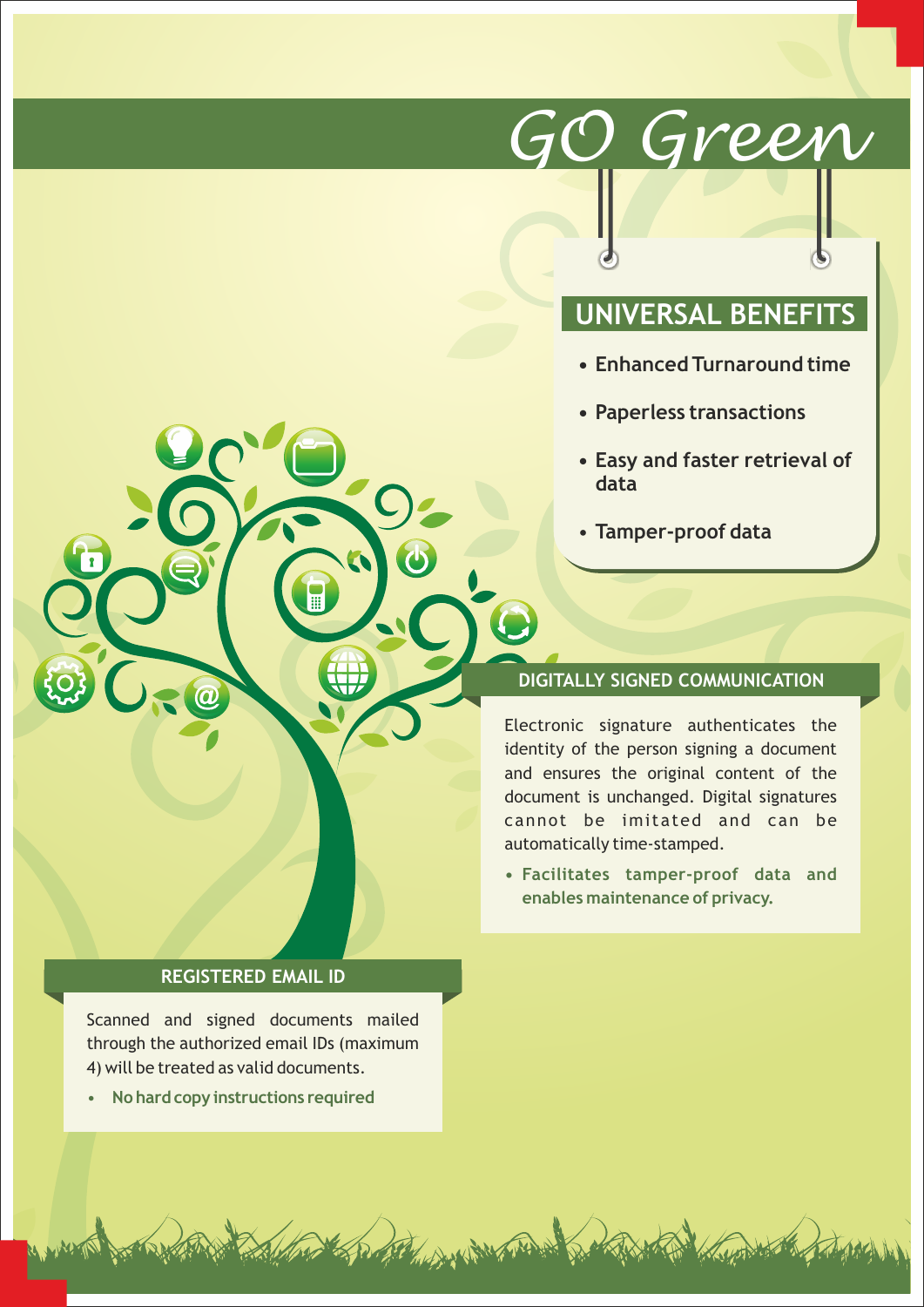# GO Green

## UNIVERSAL BENEFITS

- **Enhanced Turnaround time**
- **Paperless transactions**
- **Easy and faster retrieval of data**
- **Tamper-proof data**

## DIGITALLY SIGNED COMMUNICATION

Electronic signature authenticates the identity of the person signing a document and ensures the original content of the document is unchanged. Digital signatures cannot be imitated and can be automatically time-stamped.

- **Facilitates tamper-proof data and enables maintenance of privacy.**

## REGISTERED EMAIL ID

Scanned and signed documents mailed through the authorized email IDs (maximum 4) will be treated as valid documents.

- **No hard copy instructions required**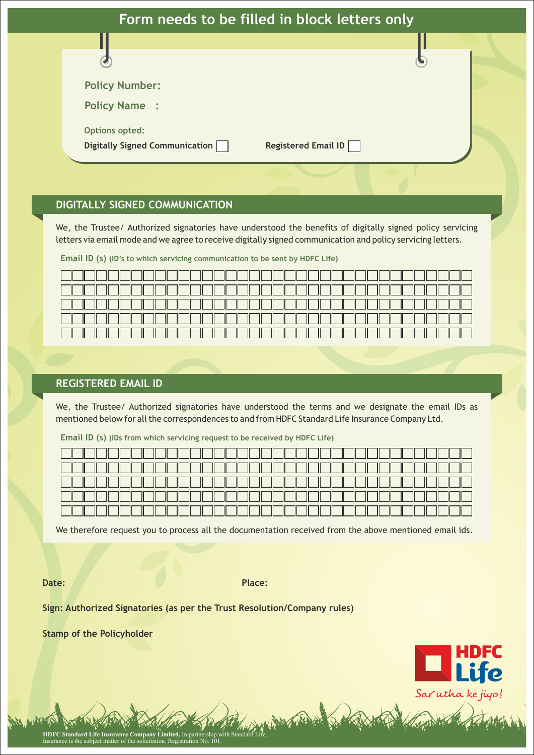## Form needs to be filled in block letters only

**Policy Number:**

**Policy Name :**

**Options opted:**

**Digitally Signed Communication** ☐ **Registered Email ID** ☐

## DIGITALLY SIGNED COMMUNICATION

We, the Trustee/ Authorized signatories have understood the benefits of digitally signed policy servicing letters via email mode and we agree to receive digitally signed communication and policy servicing letters.

**Email ID (s)** (ID's to which servicing communication to be sent by HDFC Life)

## REGISTERED EMAIL ID

We, the Trustee/ Authorized signatories have understood the terms and we designate the email IDs as mentioned below for all the correspondences to and from HDFC Standard Life Insurance Company Ltd.

**Email ID (s)** (IDs from which servicing request to be received by HDFC Life)

We therefore request you to process all the documentation received from the above mentioned email ids.

**Date:** **Place:**

**Sign: Authorized Signatories (as per the Trust Resolution/Company rules)**

**Stamp of the Policyholder**

HDFC Life
Sar utha ke jiyo!

**HDFC Standard Life Insurance Company Limited.** In partnership with Standard Life.
Insurance is the subject matter of the solicitation. Registration No. 101.